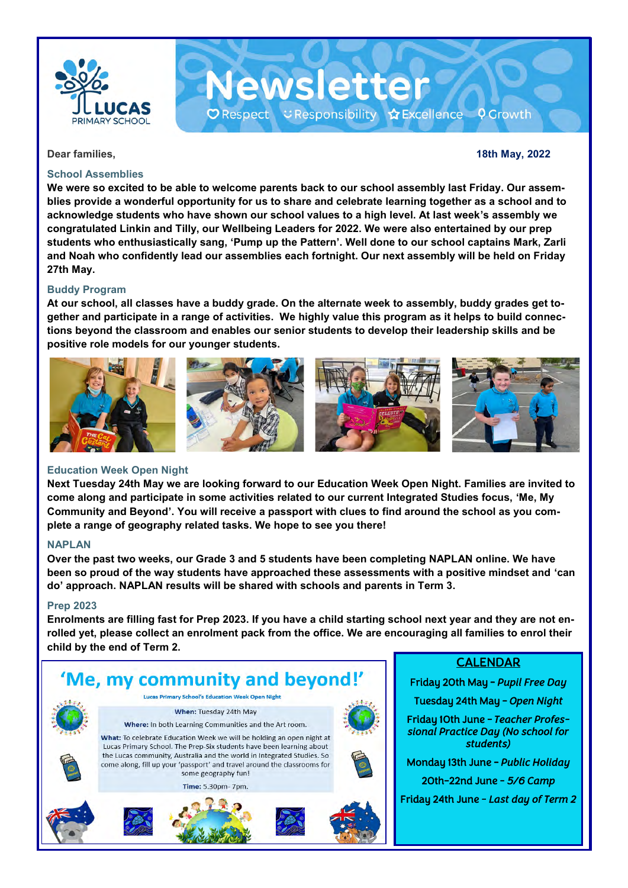# Newsletter

Lucas Primary School

Respect · Responsibility · Excellence · Growth

Dear families, 18th May, 2022

## School Assemblies

**We were so excited to be able to welcome parents back to our school assembly last Friday. Our assemblies provide a wonderful opportunity for us to share and celebrate learning together as a school and to acknowledge students who have shown our school values to a high level. At last week's assembly we congratulated Linkin and Tilly, our Wellbeing Leaders for 2022. We were also entertained by our prep students who enthusiastically sang, 'Pump up the Pattern'. Well done to our school captains Mark, Zarli and Noah who confidently lead our assemblies each fortnight. Our next assembly will be held on Friday 27th May.**

## Buddy Program

**At our school, all classes have a buddy grade. On the alternate week to assembly, buddy grades get together and participate in a range of activities. We highly value this program as it helps to build connections beyond the classroom and enables our senior students to develop their leadership skills and be positive role models for our younger students.**

## Education Week Open Night

**Next Tuesday 24th May we are looking forward to our Education Week Open Night. Families are invited to come along and participate in some activities related to our current Integrated Studies focus, 'Me, My Community and Beyond'. You will receive a passport with clues to find around the school as you complete a range of geography related tasks. We hope to see you there!**

## NAPLAN

**Over the past two weeks, our Grade 3 and 5 students have been completing NAPLAN online. We have been so proud of the way students have approached these assessments with a positive mindset and 'can do' approach. NAPLAN results will be shared with schools and parents in Term 3.**

## Prep 2023

**Enrolments are filling fast for Prep 2023. If you have a child starting school next year and they are not enrolled yet, please collect an enrolment pack from the office. We are encouraging all families to enrol their child by the end of Term 2.**

## 'Me, my community and beyond!'

Lucas Primary School's Education Week Open Night

**When:** Tuesday 24th May

**Where:** In both Learning Communities and the Art room.

**What:** To celebrate Education Week we will be holding an open night at Lucas Primary School. The Prep-Six students have been learning about the Lucas community, Australia and the world in Integrated Studies. So come along, fill up your 'passport' and travel around the classrooms for some geography fun!

**Time:** 5.30pm- 7pm.

## CALENDAR

- Friday 20th May - *Pupil Free Day*
- Tuesday 24th May - *Open Night*
- Friday 10th June - *Teacher Professional Practice Day (No school for students)*
- Monday 13th June - *Public Holiday*
- 20th-22nd June - *5/6 Camp*
- Friday 24th June - *Last day of Term 2*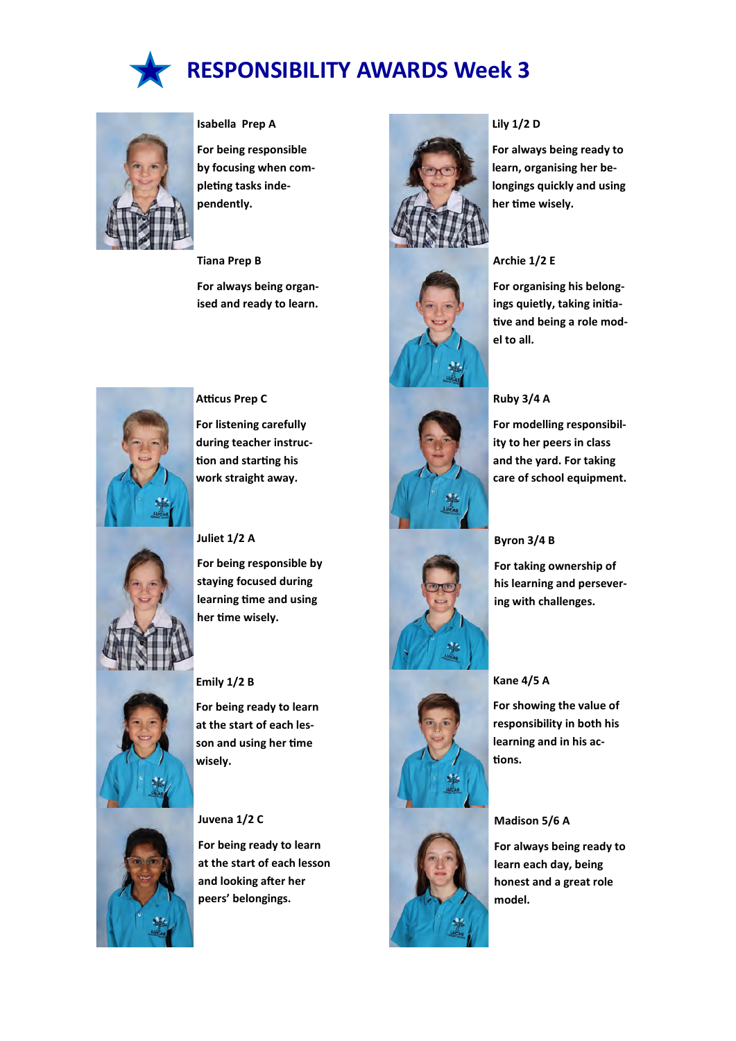# RESPONSIBILITY AWARDS Week 3

**Isabella Prep A**

**For being responsible by focusing when completing tasks independently.**

**Tiana Prep B**

**For always being organised and ready to learn.**

**Atticus Prep C**

**For listening carefully during teacher instruction and starting his work straight away.**

**Juliet 1/2 A**

**For being responsible by staying focused during learning time and using her time wisely.**

**Emily 1/2 B**

**For being ready to learn at the start of each lesson and using her time wisely.**

**Juvena 1/2 C**

**For being ready to learn at the start of each lesson and looking after her peers' belongings.**

**Lily 1/2 D**

**For always being ready to learn, organising her belongings quickly and using her time wisely.**

**Archie 1/2 E**

**For organising his belongings quietly, taking initiative and being a role model to all.**

**Ruby 3/4 A**

**For modelling responsibility to her peers in class and the yard. For taking care of school equipment.**

**Byron 3/4 B**

**For taking ownership of his learning and persevering with challenges.**

**Kane 4/5 A**

**For showing the value of responsibility in both his learning and in his actions.**

**Madison 5/6 A**

**For always being ready to learn each day, being honest and a great role model.**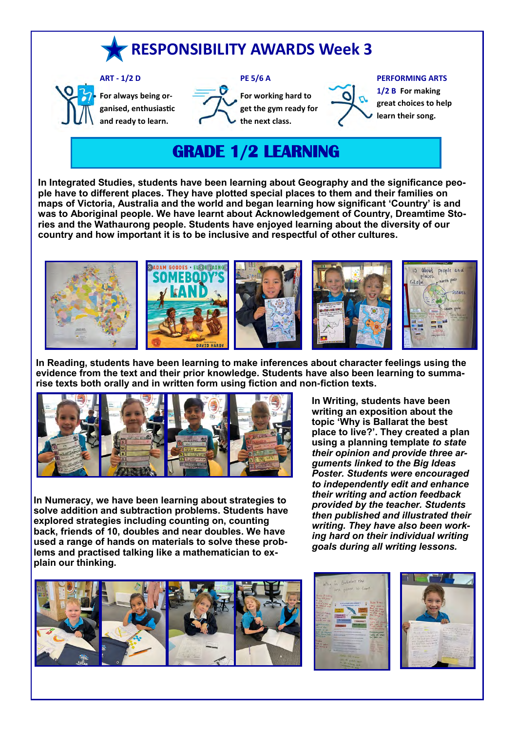# RESPONSIBILITY AWARDS Week 3

**ART - 1/2 D**

**For always being organised, enthusiastic and ready to learn.**

**PE 5/6 A**

**For working hard to get the gym ready for the next class.**

**PERFORMING ARTS**

**1/2 B For making great choices to help learn their song.**

## GRADE 1/2 LEARNING

**In Integrated Studies, students have been learning about Geography and the significance people have to different places. They have plotted special places to them and their families on maps of Victoria, Australia and the world and began learning how significant 'Country' is and was to Aboriginal people. We have learnt about Acknowledgement of Country, Dreamtime Stories and the Wathaurong people. Students have enjoyed learning about the diversity of our country and how important it is to be inclusive and respectful of other cultures.**

**In Reading, students have been learning to make inferences about character feelings using the evidence from the text and their prior knowledge. Students have also been learning to summarise texts both orally and in written form using fiction and non-fiction texts.**

**In Writing, students have been writing an exposition about the topic 'Why is Ballarat the best place to live?'. They created a plan using a planning template *to state their opinion and provide three arguments linked to the Big Ideas Poster. Students were encouraged to independently edit and enhance their writing and action feedback provided by the teacher. Students then published and illustrated their writing. They have also been working hard on their individual writing goals during all writing lessons.***

**In Numeracy, we have been learning about strategies to solve addition and subtraction problems. Students have explored strategies including counting on, counting back, friends of 10, doubles and near doubles. We have used a range of hands on materials to solve these problems and practised talking like a mathematician to explain our thinking.**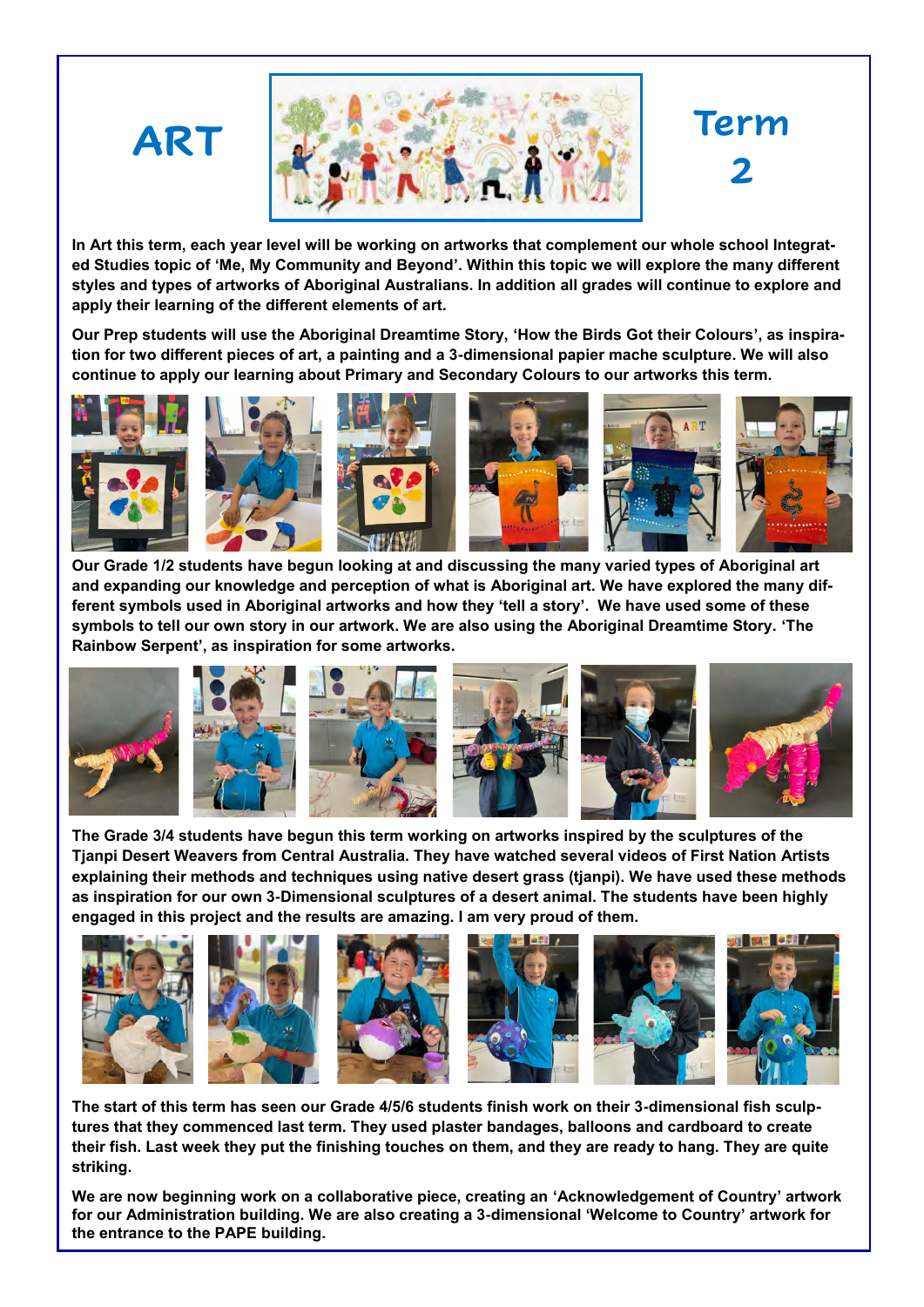# ART Term 2

In Art this term, each year level will be working on artworks that complement our whole school Integrated Studies topic of 'Me, My Community and Beyond'. Within this topic we will explore the many different styles and types of artworks of Aboriginal Australians. In addition all grades will continue to explore and apply their learning of the different elements of art.

Our Prep students will use the Aboriginal Dreamtime Story, 'How the Birds Got their Colours', as inspiration for two different pieces of art, a painting and a 3-dimensional papier mache sculpture. We will also continue to apply our learning about Primary and Secondary Colours to our artworks this term.

Our Grade 1/2 students have begun looking at and discussing the many varied types of Aboriginal art and expanding our knowledge and perception of what is Aboriginal art. We have explored the many different symbols used in Aboriginal artworks and how they 'tell a story'. We have used some of these symbols to tell our own story in our artwork. We are also using the Aboriginal Dreamtime Story. 'The Rainbow Serpent', as inspiration for some artworks.

The Grade 3/4 students have begun this term working on artworks inspired by the sculptures of the Tjanpi Desert Weavers from Central Australia. They have watched several videos of First Nation Artists explaining their methods and techniques using native desert grass (tjanpi). We have used these methods as inspiration for our own 3-Dimensional sculptures of a desert animal. The students have been highly engaged in this project and the results are amazing. I am very proud of them.

The start of this term has seen our Grade 4/5/6 students finish work on their 3-dimensional fish sculptures that they commenced last term. They used plaster bandages, balloons and cardboard to create their fish. Last week they put the finishing touches on them, and they are ready to hang. They are quite striking.

We are now beginning work on a collaborative piece, creating an 'Acknowledgement of Country' artwork for our Administration building. We are also creating a 3-dimensional 'Welcome to Country' artwork for the entrance to the PAPE building.